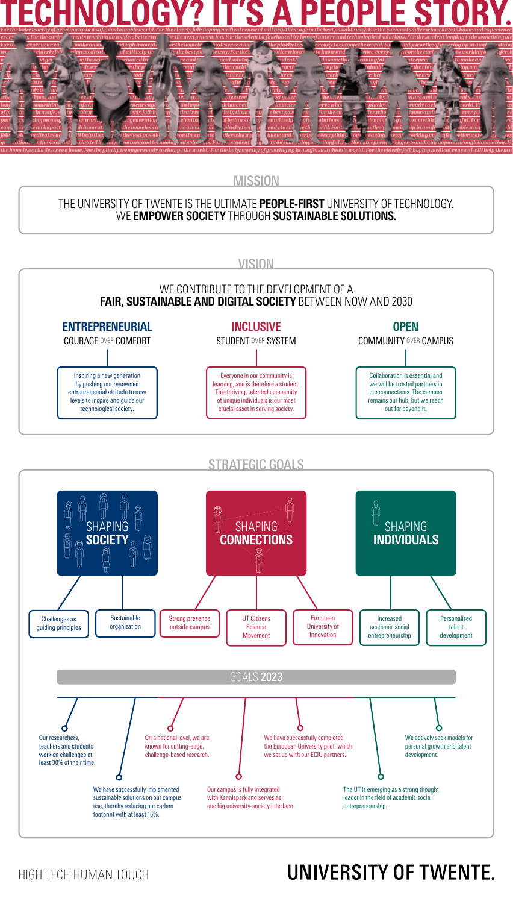# TECHNOLOGY? IT'S A PEOPLE STORY.

## MISSION

THE UNIVERSITY OF TWENTE IS THE ULTIMATE **PEOPLE-FIRST** UNIVERSITY OF TECHNOLOGY.
WE **EMPOWER SOCIETY** THROUGH **SUSTAINABLE SOLUTIONS.**

## VISION

WE CONTRIBUTE TO THE DEVELOPMENT OF A
**FAIR, SUSTAINABLE AND DIGITAL SOCIETY** BETWEEN NOW AND 2030

### ENTREPRENEURIAL

COURAGE OVER COMFORT

Inspiring a new generation by pushing our renowned entrepreneurial attitude to new levels to inspire and guide our technological society.

### INCLUSIVE

STUDENT OVER SYSTEM

Everyone in our community is learning, and is therefore a student. This thriving, talented community of unique individuals is our most crucial asset in serving society.

### OPEN

COMMUNITY OVER CAMPUS

Collaboration is essential and we will be trusted partners in our connections. The campus remains our hub, but we reach out far beyond it.

## STRATEGIC GOALS

### SHAPING SOCIETY

- Challenges as guiding principles
- Sustainable organization

### SHAPING CONNECTIONS

- Strong presence outside campus
- UT Citizens Science Movement
- European University of Innovation

### SHAPING INDIVIDUALS

- Increased academic social entrepreneurship
- Personalized talent development

## GOALS 2023

- Our researchers, teachers and students work on challenges at least 30% of their time.
- We have successfully implemented sustainable solutions on our campus use, thereby reducing our carbon footprint with at least 15%.
- On a national level, we are known for cutting-edge, challenge-based research.
- Our campus is fully integrated with Kennispark and serves as one big university-society interface.
- We have successfully completed the European University pilot, which we set up with our ECIU partners.
- The UT is emerging as a strong thought leader in the field of academic social entrepreneurship.
- We actively seek models for personal growth and talent development.

HIGH TECH HUMAN TOUCH

**UNIVERSITY OF TWENTE.**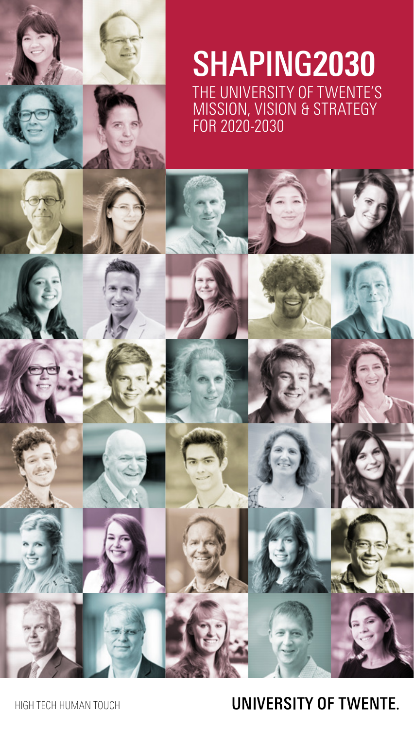# SHAPING2030

THE UNIVERSITY OF TWENTE'S MISSION, VISION & STRATEGY FOR 2020-2030

HIGH TECH HUMAN TOUCH

UNIVERSITY OF TWENTE.